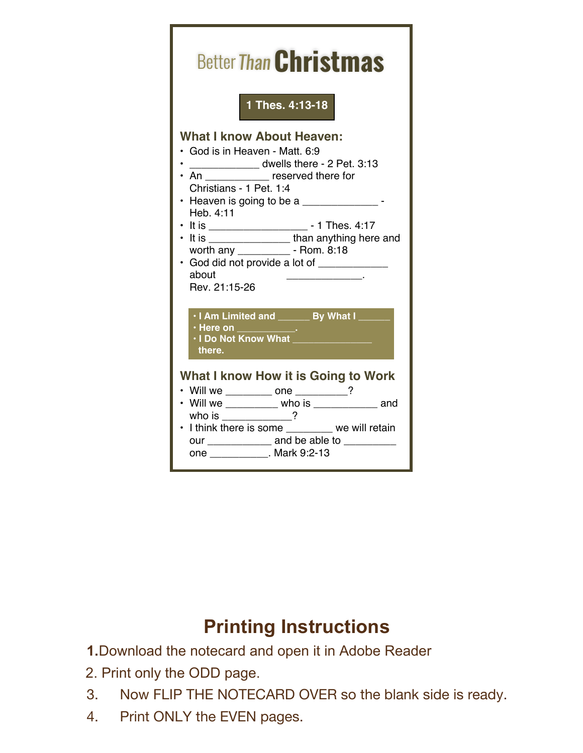# Better *Than* Christmas

**1 Thes. 4:13-18**

## What I know About Heaven:

- God is in Heaven - Matt. 6:9
- ____________ dwells there - 2 Pet. 3:13
- An ___________ reserved there for Christians - 1 Pet. 1:4
- Heaven is going to be a _____________ - Heb. 4:11
- It is _________________ - 1 Thes. 4:17
- It is ______________ than anything here and worth any _________ - Rom. 8:18
- God did not provide a lot of ____________ about _____________. Rev. 21:15-26

> - **I Am Limited and ______ By What I ______ Here on ___________.**
> - **I Do Not Know What _______________ there.**

## What I know How it is Going to Work

- Will we ________ one _________?
- Will we _________ who is ___________ and who is ____________?
- I think there is some ________ we will retain our ___________ and be able to _________ one __________. Mark 9:2-13

## Printing Instructions

1. Download the notecard and open it in Adobe Reader
2. Print only the ODD page.
3. Now FLIP THE NOTECARD OVER so the blank side is ready.
4. Print ONLY the EVEN pages.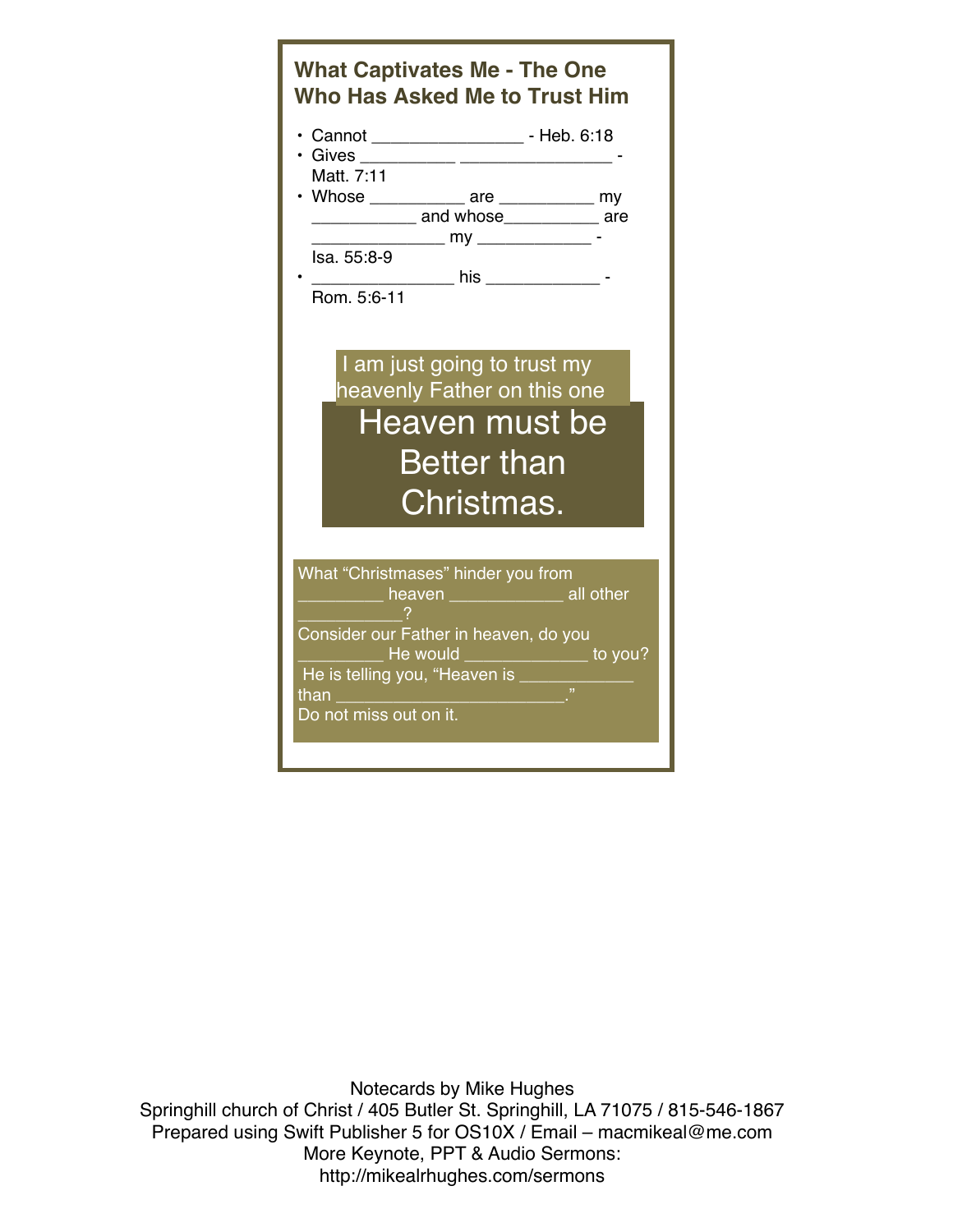## What Captivates Me - The One Who Has Asked Me to Trust Him

- Cannot _______________ - Heb. 6:18
- Gives __________ ________________ - Matt. 7:11
- Whose __________ are __________ my ___________ and whose__________ are ______________ my ____________ - Isa. 55:8-9
- _______________ his ____________ - Rom. 5:6-11

I am just going to trust my heavenly Father on this one

Heaven must be Better than Christmas.

What “Christmases” hinder you from _________ heaven ____________ all other ___________?
Consider our Father in heaven, do you _________ He would _____________ to you?
He is telling you, “Heaven is ____________ than ________________________.”
Do not miss out on it.

Notecards by Mike Hughes
Springhill church of Christ / 405 Butler St. Springhill, LA 71075 / 815-546-1867
Prepared using Swift Publisher 5 for OS10X / Email – macmikeal@me.com
More Keynote, PPT & Audio Sermons:
http://mikealrhughes.com/sermons